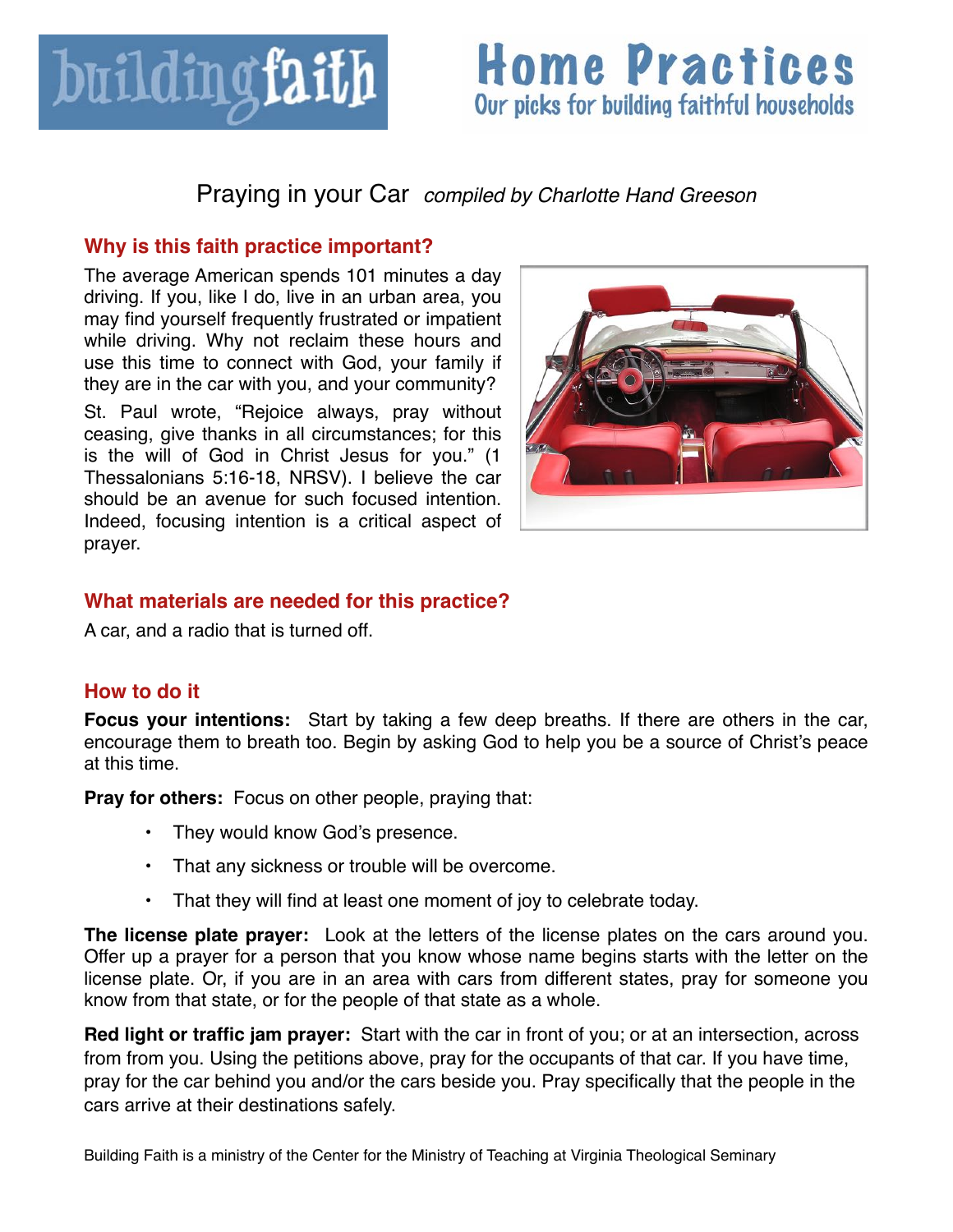buildingfaith

# Home Practices

Our picks for building faithful households

## Praying in your Car *compiled by Charlotte Hand Greeson*

### Why is this faith practice important?

The average American spends 101 minutes a day driving. If you, like I do, live in an urban area, you may find yourself frequently frustrated or impatient while driving. Why not reclaim these hours and use this time to connect with God, your family if they are in the car with you, and your community?

St. Paul wrote, "Rejoice always, pray without ceasing, give thanks in all circumstances; for this is the will of God in Christ Jesus for you." (1 Thessalonians 5:16-18, NRSV). I believe the car should be an avenue for such focused intention. Indeed, focusing intention is a critical aspect of prayer.

### What materials are needed for this practice?

A car, and a radio that is turned off.

### How to do it

**Focus your intentions:** Start by taking a few deep breaths. If there are others in the car, encourage them to breath too. Begin by asking God to help you be a source of Christ's peace at this time.

**Pray for others:** Focus on other people, praying that:

- They would know God's presence.
- That any sickness or trouble will be overcome.
- That they will find at least one moment of joy to celebrate today.

**The license plate prayer:** Look at the letters of the license plates on the cars around you. Offer up a prayer for a person that you know whose name begins starts with the letter on the license plate. Or, if you are in an area with cars from different states, pray for someone you know from that state, or for the people of that state as a whole.

**Red light or traffic jam prayer:** Start with the car in front of you; or at an intersection, across from from you. Using the petitions above, pray for the occupants of that car. If you have time, pray for the car behind you and/or the cars beside you. Pray specifically that the people in the cars arrive at their destinations safely.

Building Faith is a ministry of the Center for the Ministry of Teaching at Virginia Theological Seminary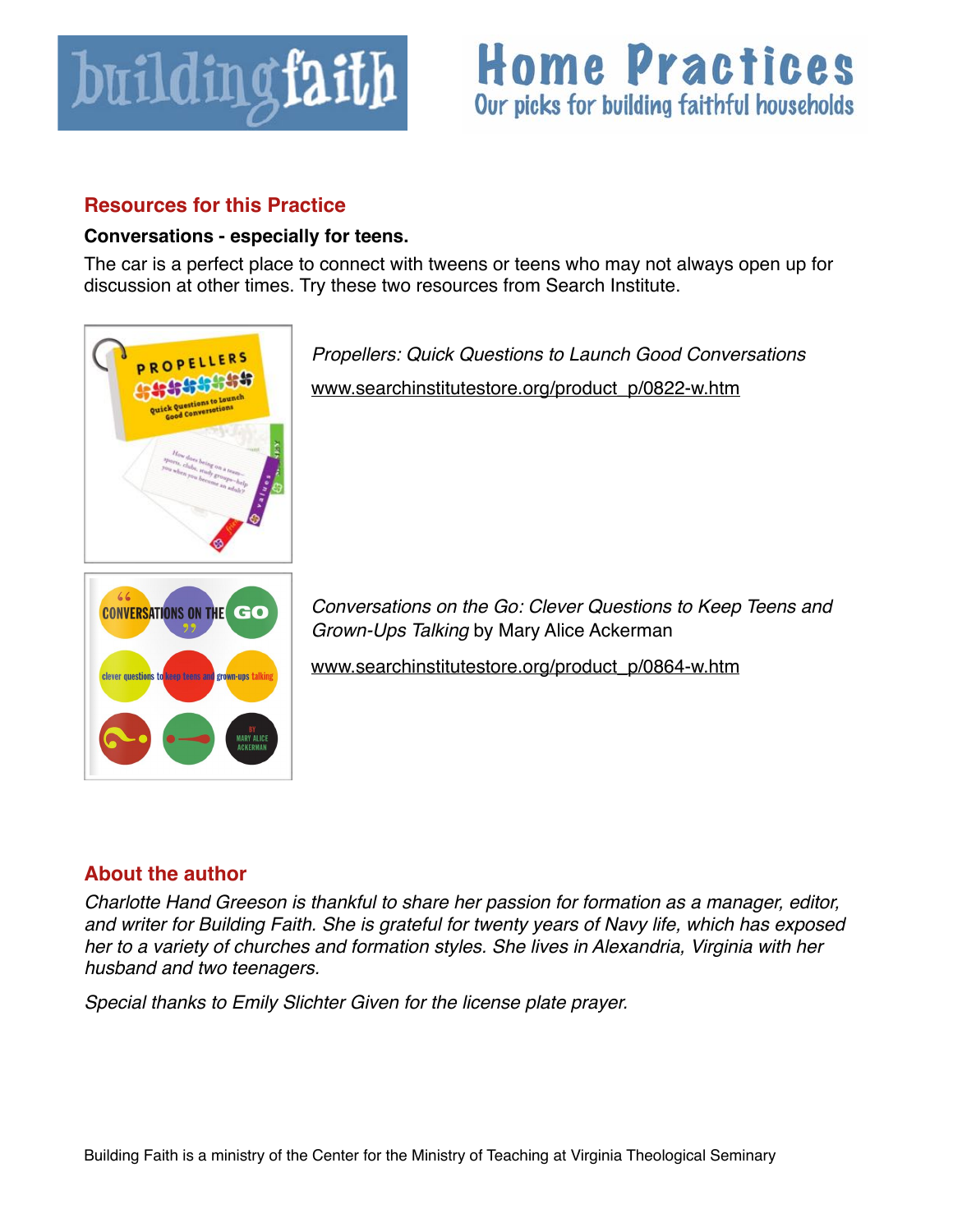# Home Practices

Our picks for building faithful households

## Resources for this Practice

**Conversations - especially for teens.**

The car is a perfect place to connect with tweens or teens who may not always open up for discussion at other times. Try these two resources from Search Institute.

*Propellers: Quick Questions to Launch Good Conversations*

www.searchinstitutestore.org/product_p/0822-w.htm

*Conversations on the Go: Clever Questions to Keep Teens and Grown-Ups Talking* by Mary Alice Ackerman

www.searchinstitutestore.org/product_p/0864-w.htm

## About the author

*Charlotte Hand Greeson is thankful to share her passion for formation as a manager, editor, and writer for Building Faith. She is grateful for twenty years of Navy life, which has exposed her to a variety of churches and formation styles. She lives in Alexandria, Virginia with her husband and two teenagers.*

*Special thanks to Emily Slichter Given for the license plate prayer.*

Building Faith is a ministry of the Center for the Ministry of Teaching at Virginia Theological Seminary